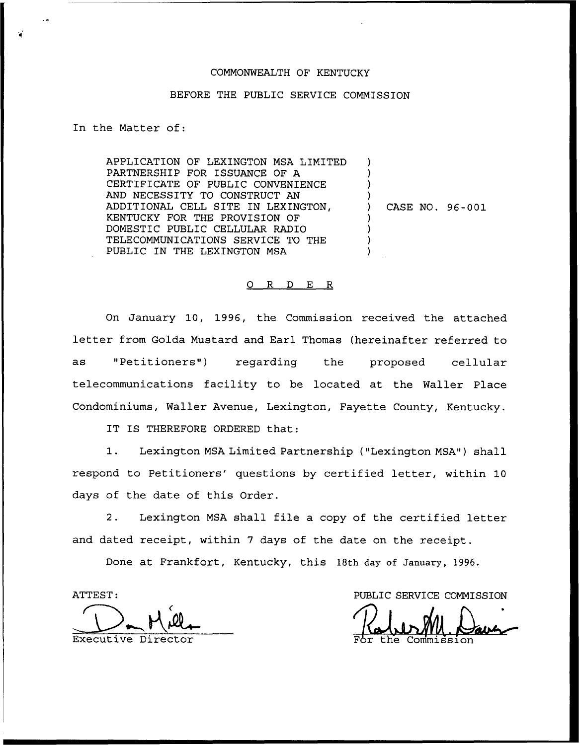COMMONWEALTH OF KENTUCKY

BEFORE THE PUBLIC SERVICE COMMISSION

In the Matter of:

APPLICATION OF LEXINGTON MSA LIMITED PARTNERSHIP FOR ISSUANCE OF A CERTIFICATE OF PUBLIC CONVENIENCE AND NECESSITY TO CONSTRUCT AN ADDITIONAL CELL SITE IN LEXINGTON, KENTUCKY FOR THE PROVISION OF DOMESTIC PUBLIC CELLULAR RADIO TELECOMMUNICATIONS SERVICE TO THE PUBLIC IN THE LEXINGTON MSA ) CASE NO. 96-001

O R D E R

On January 10, 1996, the Commission received the attached letter from Golda Mustard and Earl Thomas (hereinafter referred to as "Petitioners") regarding the proposed cellular telecommunications facility to be located at the Waller Place Condominiums, Waller Avenue, Lexington, Fayette County, Kentucky.

IT IS THEREFORE ORDERED that:

1. Lexington MSA Limited Partnership ("Lexington MSA") shall respond to Petitioners' questions by certified letter, within 10 days of the date of this Order.

2. Lexington MSA shall file a copy of the certified letter and dated receipt, within 7 days of the date on the receipt.

Done at Frankfort, Kentucky, this 18th day of January, 1996.

ATTEST:

Executive Director

PUBLIC SERVICE COMMISSION

For the Commission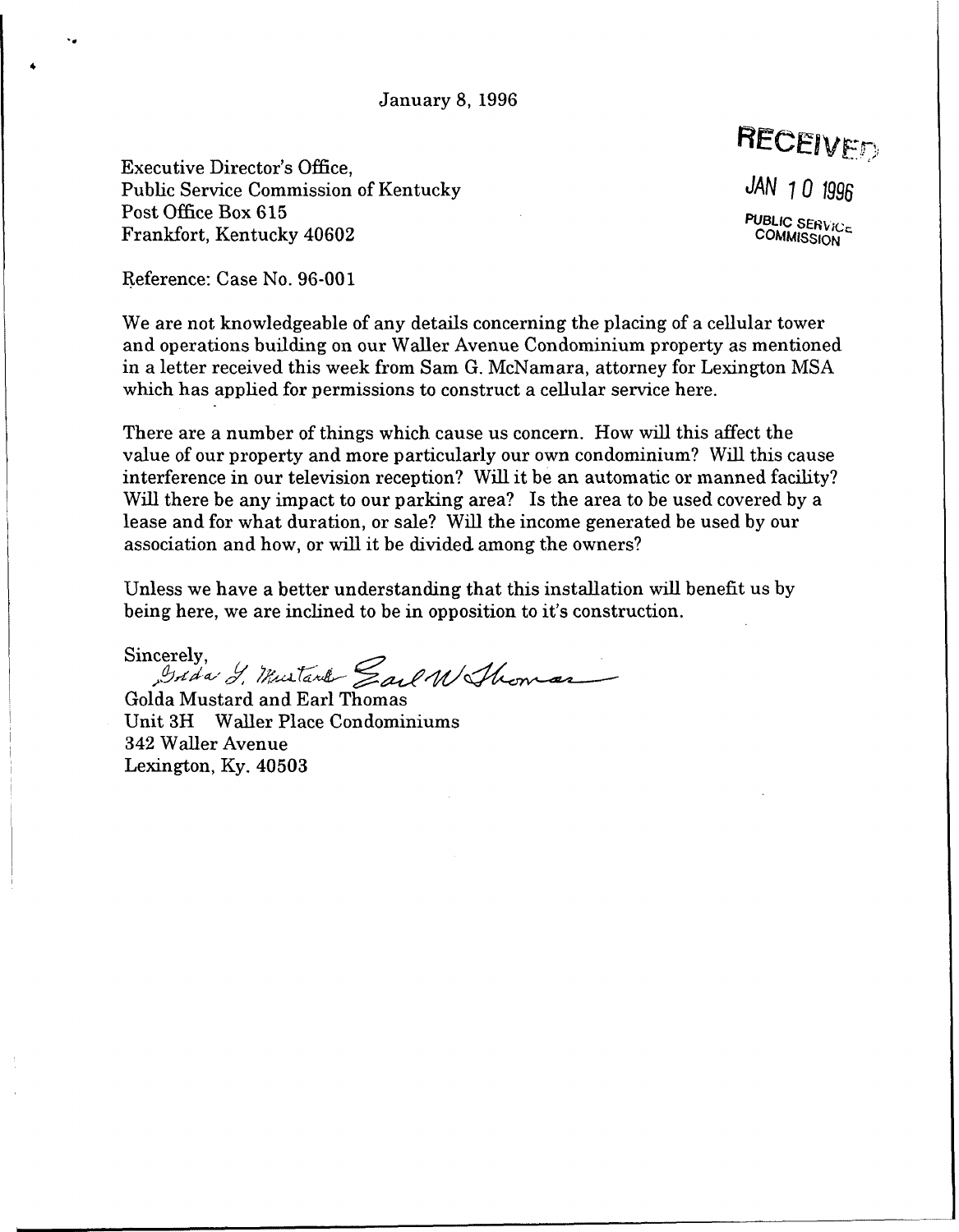January 8, 1996

RECEIVED

JAN 10 1996

PUBLIC SERVICE COMMISSION

Executive Director's Office,
Public Service Commission of Kentucky
Post Office Box 615
Frankfort, Kentucky 40602

Reference: Case No. 96-001

We are not knowledgeable of any details concerning the placing of a cellular tower and operations building on our Waller Avenue Condominium property as mentioned in a letter received this week from Sam G. McNamara, attorney for Lexington MSA which has applied for permissions to construct a cellular service here.

There are a number of things which cause us concern. How will this affect the value of our property and more particularly our own condominium? Will this cause interference in our television reception? Will it be an automatic or manned facility? Will there be any impact to our parking area? Is the area to be used covered by a lease and for what duration, or sale? Will the income generated be used by our association and how, or will it be divided among the owners?

Unless we have a better understanding that this installation will benefit us by being here, we are inclined to be in opposition to it's construction.

Sincerely,
Golda Y. Mustard Earl W Thomas

Golda Mustard and Earl Thomas
Unit 3H Waller Place Condominiums
342 Waller Avenue
Lexington, Ky. 40503